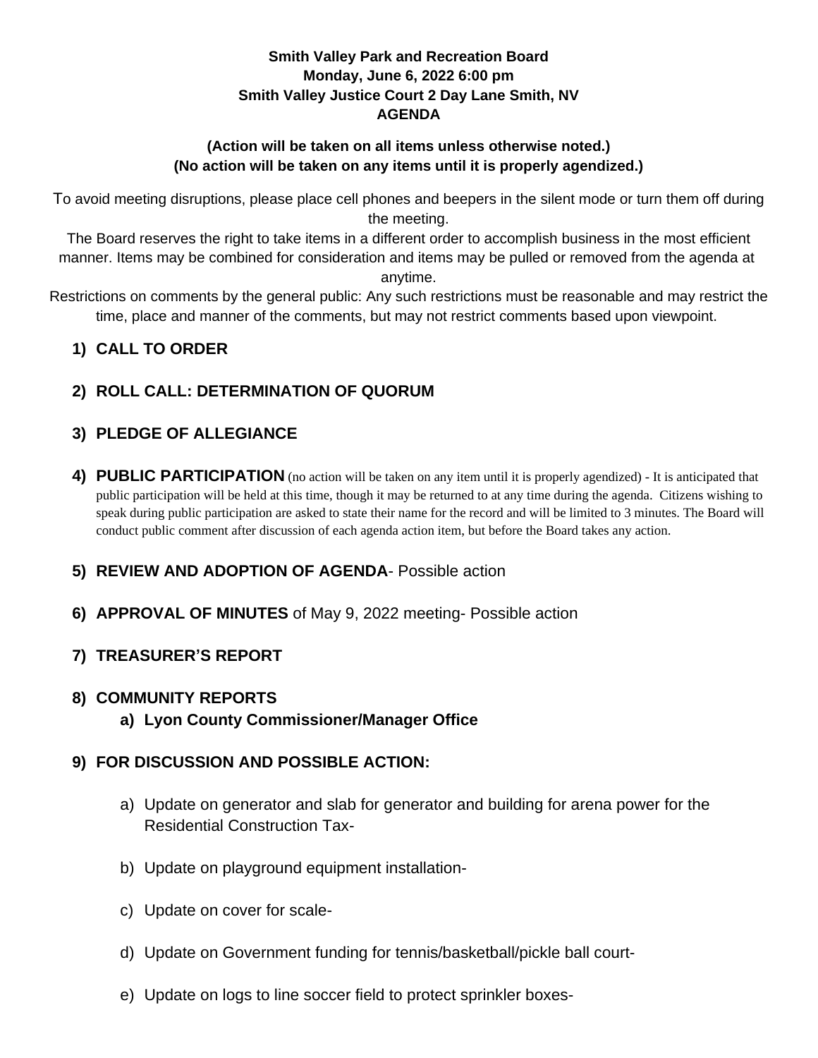**Smith Valley Park and Recreation Board**
**Monday, June 6, 2022 6:00 pm**
**Smith Valley Justice Court 2 Day Lane Smith, NV**
**AGENDA**

**(Action will be taken on all items unless otherwise noted.)**
**(No action will be taken on any items until it is properly agendized.)**

To avoid meeting disruptions, please place cell phones and beepers in the silent mode or turn them off during the meeting.

The Board reserves the right to take items in a different order to accomplish business in the most efficient manner. Items may be combined for consideration and items may be pulled or removed from the agenda at anytime.

Restrictions on comments by the general public: Any such restrictions must be reasonable and may restrict the time, place and manner of the comments, but may not restrict comments based upon viewpoint.

1) **CALL TO ORDER**

2) **ROLL CALL: DETERMINATION OF QUORUM**

3) **PLEDGE OF ALLEGIANCE**

4) **PUBLIC PARTICIPATION** (no action will be taken on any item until it is properly agendized) - It is anticipated that public participation will be held at this time, though it may be returned to at any time during the agenda. Citizens wishing to speak during public participation are asked to state their name for the record and will be limited to 3 minutes. The Board will conduct public comment after discussion of each agenda action item, but before the Board takes any action.

5) **REVIEW AND ADOPTION OF AGENDA**- Possible action

6) **APPROVAL OF MINUTES** of May 9, 2022 meeting- Possible action

7) **TREASURER'S REPORT**

8) **COMMUNITY REPORTS**
   a) **Lyon County Commissioner/Manager Office**

9) **FOR DISCUSSION AND POSSIBLE ACTION:**

   a) Update on generator and slab for generator and building for arena power for the Residential Construction Tax-

   b) Update on playground equipment installation-

   c) Update on cover for scale-

   d) Update on Government funding for tennis/basketball/pickle ball court-

   e) Update on logs to line soccer field to protect sprinkler boxes-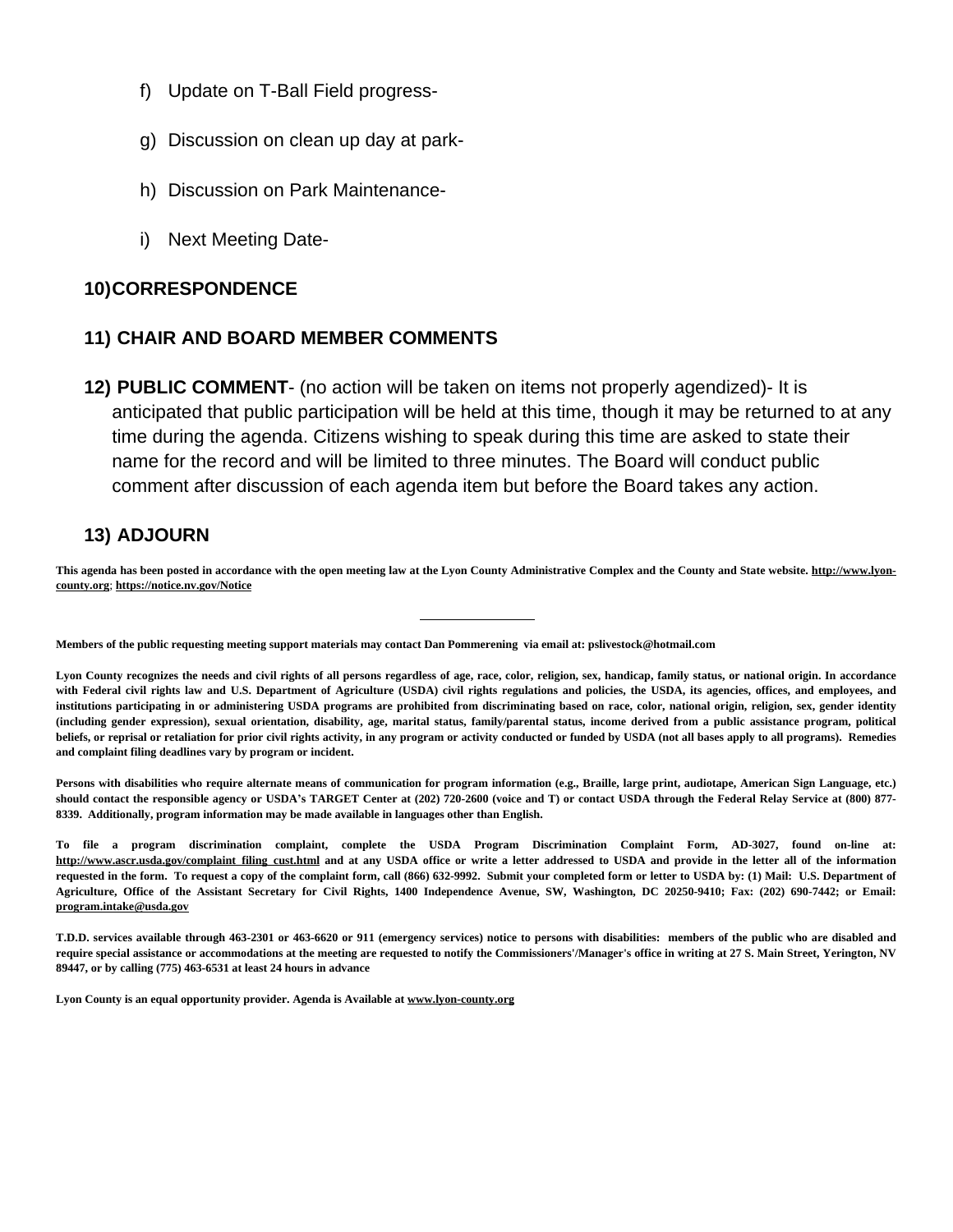f) Update on T-Ball Field progress-

g) Discussion on clean up day at park-

h) Discussion on Park Maintenance-

i) Next Meeting Date-

**10) CORRESPONDENCE**

**11) CHAIR AND BOARD MEMBER COMMENTS**

**12) PUBLIC COMMENT**- (no action will be taken on items not properly agendized)- It is anticipated that public participation will be held at this time, though it may be returned to at any time during the agenda. Citizens wishing to speak during this time are asked to state their name for the record and will be limited to three minutes. The Board will conduct public comment after discussion of each agenda item but before the Board takes any action.

**13) ADJOURN**

**This agenda has been posted in accordance with the open meeting law at the Lyon County Administrative Complex and the County and State website. http://www.lyon-county.org; https://notice.nv.gov/Notice**

---

**Members of the public requesting meeting support materials may contact Dan Pommerening via email at: pslivestock@hotmail.com**

**Lyon County recognizes the needs and civil rights of all persons regardless of age, race, color, religion, sex, handicap, family status, or national origin. In accordance with Federal civil rights law and U.S. Department of Agriculture (USDA) civil rights regulations and policies, the USDA, its agencies, offices, and employees, and institutions participating in or administering USDA programs are prohibited from discriminating based on race, color, national origin, religion, sex, gender identity (including gender expression), sexual orientation, disability, age, marital status, family/parental status, income derived from a public assistance program, political beliefs, or reprisal or retaliation for prior civil rights activity, in any program or activity conducted or funded by USDA (not all bases apply to all programs). Remedies and complaint filing deadlines vary by program or incident.**

**Persons with disabilities who require alternate means of communication for program information (e.g., Braille, large print, audiotape, American Sign Language, etc.) should contact the responsible agency or USDA's TARGET Center at (202) 720-2600 (voice and T) or contact USDA through the Federal Relay Service at (800) 877-8339. Additionally, program information may be made available in languages other than English.**

**To file a program discrimination complaint, complete the USDA Program Discrimination Complaint Form, AD-3027, found on-line at: http://www.ascr.usda.gov/complaint_filing_cust.html and at any USDA office or write a letter addressed to USDA and provide in the letter all of the information requested in the form. To request a copy of the complaint form, call (866) 632-9992. Submit your completed form or letter to USDA by: (1) Mail: U.S. Department of Agriculture, Office of the Assistant Secretary for Civil Rights, 1400 Independence Avenue, SW, Washington, DC 20250-9410; Fax: (202) 690-7442; or Email: program.intake@usda.gov**

**T.D.D. services available through 463-2301 or 463-6620 or 911 (emergency services) notice to persons with disabilities: members of the public who are disabled and require special assistance or accommodations at the meeting are requested to notify the Commissioners'/Manager's office in writing at 27 S. Main Street, Yerington, NV 89447, or by calling (775) 463-6531 at least 24 hours in advance**

**Lyon County is an equal opportunity provider. Agenda is Available at www.lyon-county.org**